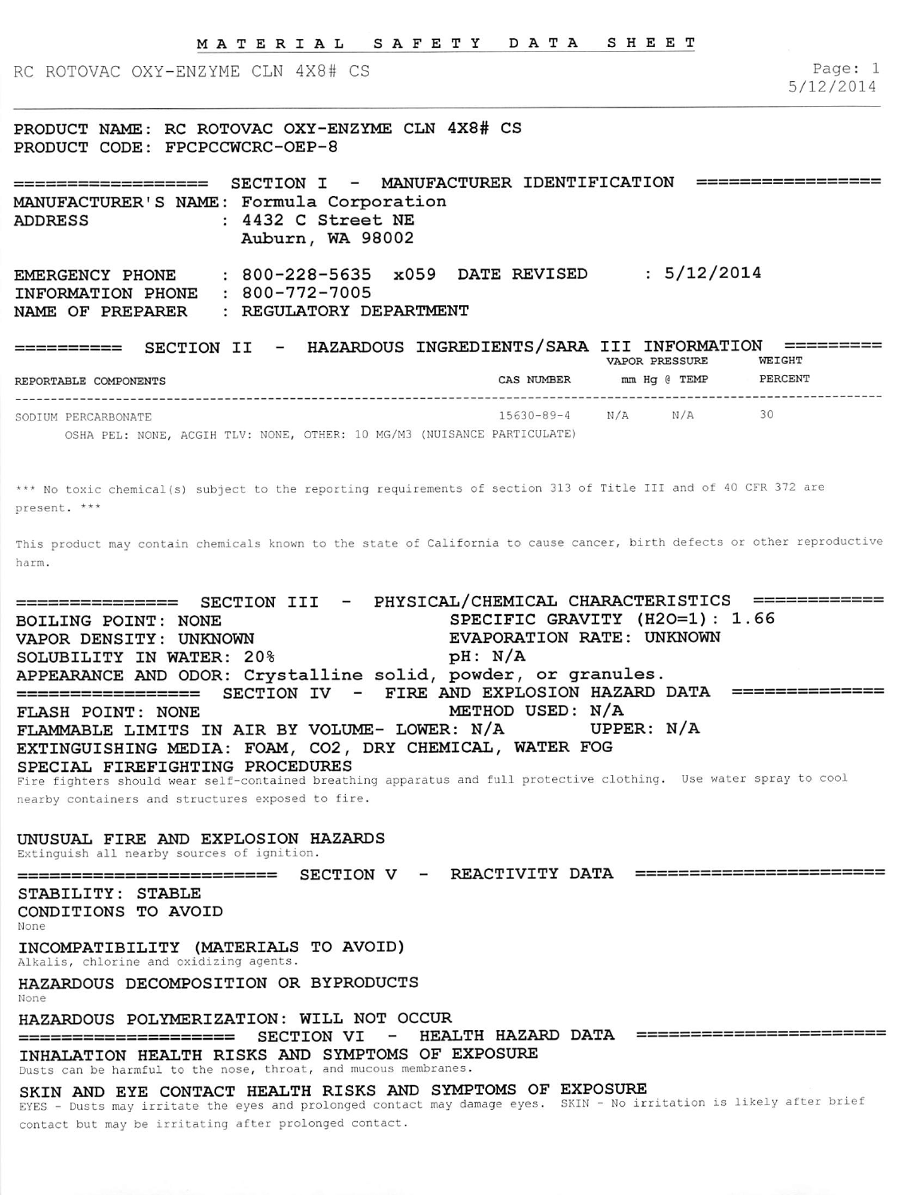# MATERIAL SAFETY DATA SHEET

RC ROTOVAC OXY-ENZYME CLN 4X8# CS

5/12/2014

PRODUCT NAME: RC ROTOVAC OXY-ENZYME CLN 4X8# CS
PRODUCT CODE: FPCPCCWCRC-OEP-8

## SECTION I - MANUFACTURER IDENTIFICATION

MANUFACTURER'S NAME: Formula Corporation
ADDRESS : 4432 C Street NE
Auburn, WA 98002

EMERGENCY PHONE : 800-228-5635 x059 DATE REVISED : 5/12/2014
INFORMATION PHONE : 800-772-7005
NAME OF PREPARER : REGULATORY DEPARTMENT

## SECTION II - HAZARDOUS INGREDIENTS/SARA III INFORMATION

| REPORTABLE COMPONENTS | CAS NUMBER | VAPOR PRESSURE mm Hg | @ TEMP | WEIGHT PERCENT |
|---|---|---|---|---|
| SODIUM PERCARBONATE | 15630-89-4 | N/A | N/A | 30 |
| OSHA PEL: NONE, ACGIH TLV: NONE, OTHER: 10 MG/M3 (NUISANCE PARTICULATE) | | | | |

*** No toxic chemical(s) subject to the reporting requirements of section 313 of Title III and of 40 CFR 372 are present. ***

This product may contain chemicals known to the state of California to cause cancer, birth defects or other reproductive harm.

## SECTION III - PHYSICAL/CHEMICAL CHARACTERISTICS

BOILING POINT: NONE
SPECIFIC GRAVITY ($H_2O$=1): 1.66
VAPOR DENSITY: UNKNOWN
EVAPORATION RATE: UNKNOWN
SOLUBILITY IN WATER: 20%
pH: N/A
APPEARANCE AND ODOR: Crystalline solid, powder, or granules.

## SECTION IV - FIRE AND EXPLOSION HAZARD DATA

FLASH POINT: NONE
METHOD USED: N/A
FLAMMABLE LIMITS IN AIR BY VOLUME- LOWER: N/A UPPER: N/A
EXTINGUISHING MEDIA: FOAM, CO2, DRY CHEMICAL, WATER FOG

SPECIAL FIREFIGHTING PROCEDURES
Fire fighters should wear self-contained breathing apparatus and full protective clothing. Use water spray to cool nearby containers and structures exposed to fire.

UNUSUAL FIRE AND EXPLOSION HAZARDS
Extinguish all nearby sources of ignition.

## SECTION V - REACTIVITY DATA

STABILITY: STABLE

CONDITIONS TO AVOID
None

INCOMPATIBILITY (MATERIALS TO AVOID)
Alkalis, chlorine and oxidizing agents.

HAZARDOUS DECOMPOSITION OR BYPRODUCTS
None

HAZARDOUS POLYMERIZATION: WILL NOT OCCUR

## SECTION VI - HEALTH HAZARD DATA

INHALATION HEALTH RISKS AND SYMPTOMS OF EXPOSURE
Dusts can be harmful to the nose, throat, and mucous membranes.

SKIN AND EYE CONTACT HEALTH RISKS AND SYMPTOMS OF EXPOSURE
EYES - Dusts may irritate the eyes and prolonged contact may damage eyes. SKIN - No irritation is likely after brief contact but may be irritating after prolonged contact.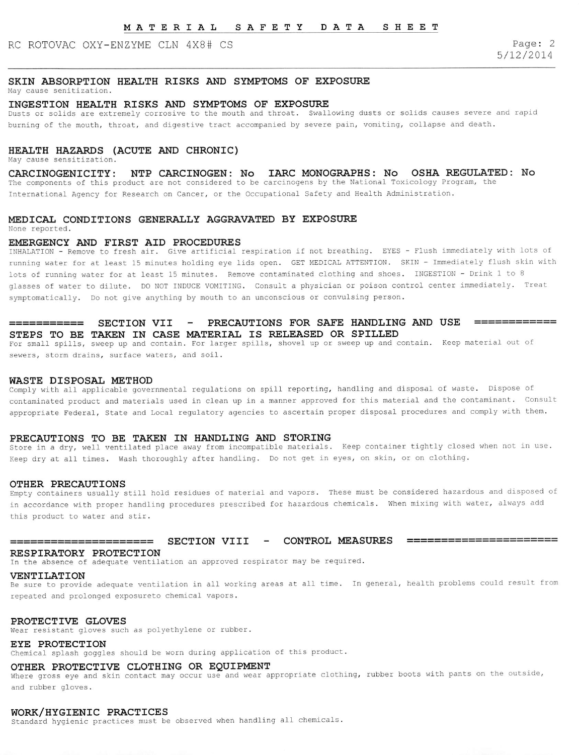#### SKIN ABSORPTION HEALTH RISKS AND SYMPTOMS OF EXPOSURE
May cause senitization.

#### INGESTION HEALTH RISKS AND SYMPTOMS OF EXPOSURE
Dusts or solids are extremely corrosive to the mouth and throat. Swallowing dusts or solids causes severe and rapid burning of the mouth, throat, and digestive tract accompanied by severe pain, vomiting, collapse and death.

#### HEALTH HAZARDS (ACUTE AND CHRONIC)
May cause sensitization.

#### CARCINOGENICITY: NTP CARCINOGEN: No IARC MONOGRAPHS: No OSHA REGULATED: No
The components of this product are not considered to be carcinogens by the National Toxicology Program, the International Agency for Research on Cancer, or the Occupational Safety and Health Administration.

#### MEDICAL CONDITIONS GENERALLY AGGRAVATED BY EXPOSURE
None reported.

#### EMERGENCY AND FIRST AID PROCEDURES
INHALATION - Remove to fresh air. Give artificial respiration if not breathing. EYES - Flush immediately with lots of running water for at least 15 minutes holding eye lids open. GET MEDICAL ATTENTION. SKIN - Immediately flush skin with lots of running water for at least 15 minutes. Remove contaminated clothing and shoes. INGESTION - Drink 1 to 8 glasses of water to dilute. DO NOT INDUCE VOMITING. Consult a physician or poison control center immediately. Treat symptomatically. Do not give anything by mouth to an unconscious or convulsing person.

## =========== SECTION VII - PRECAUTIONS FOR SAFE HANDLING AND USE ============

#### STEPS TO BE TAKEN IN CASE MATERIAL IS RELEASED OR SPILLED
For small spills, sweep up and contain. For larger spills, shovel up or sweep up and contain. Keep material out of sewers, storm drains, surface waters, and soil.

#### WASTE DISPOSAL METHOD
Comply with all applicable governmental regulations on spill reporting, handling and disposal of waste. Dispose of contaminated product and materials used in clean up in a manner approved for this material and the contaminant. Consult appropriate Federal, State and Local regulatory agencies to ascertain proper disposal procedures and comply with them.

#### PRECAUTIONS TO BE TAKEN IN HANDLING AND STORING
Store in a dry, well ventilated place away from incompatible materials. Keep container tightly closed when not in use. Keep dry at all times. Wash thoroughly after handling. Do not get in eyes, on skin, or on clothing.

#### OTHER PRECAUTIONS
Empty containers usually still hold residues of material and vapors. These must be considered hazardous and disposed of in accordance with proper handling procedures prescribed for hazardous chemicals. When mixing with water, always add this product to water and stir.

## ===================== SECTION VIII - CONTROL MEASURES =====================

#### RESPIRATORY PROTECTION
In the absence of adequate ventilation an approved respirator may be required.

#### VENTILATION
Be sure to provide adequate ventilation in all working areas at all time. In general, health problems could result from repeated and prolonged exposureto chemical vapors.

#### PROTECTIVE GLOVES
Wear resistant gloves such as polyethylene or rubber.

#### EYE PROTECTION
Chemical splash goggles should be worn during application of this product.

#### OTHER PROTECTIVE CLOTHING OR EQUIPMENT
Where gross eye and skin contact may occur use and wear appropriate clothing, rubber boots with pants on the outside, and rubber gloves.

#### WORK/HYGIENIC PRACTICES
Standard hygienic practices must be observed when handling all chemicals.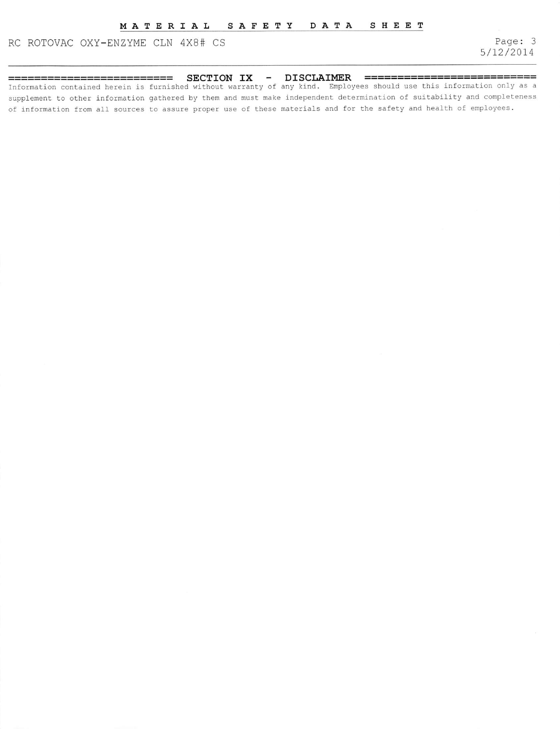## SECTION IX - DISCLAIMER

Information contained herein is furnished without warranty of any kind. Employees should use this information only as a supplement to other information gathered by them and must make independent determination of suitability and completeness of information from all sources to assure proper use of these materials and for the safety and health of employees.